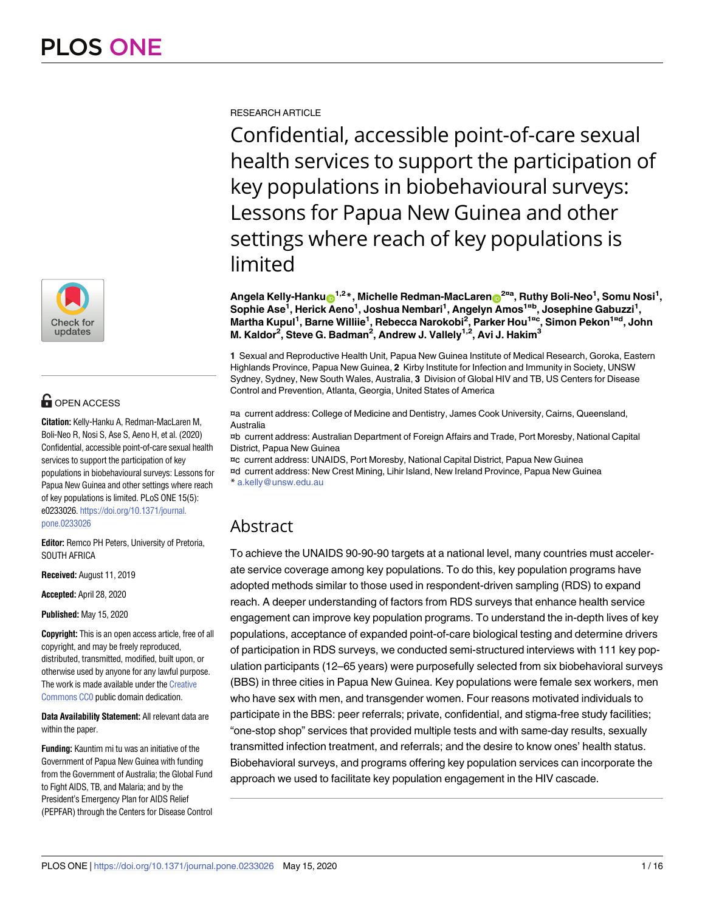RESEARCH ARTICLE

# Confidential, accessible point-of-care sexual health services to support the participation of key populations in biobehavioural surveys: Lessons for Papua New Guinea and other settings where reach of key populations is limited

**Angela Kelly-Hanku[1,2]*, Michelle Redman-MacLaren[2¤a], Ruthy Boli-Neo[1], Somu Nosi[1], Sophie Ase[1], Herick Aeno[1], Joshua Nembari[1], Angelyn Amos[1¤b], Josephine Gabuzzi[1], Martha Kupul[1], Barne Williie[1], Rebecca Narokobi[2], Parker Hou[1¤c], Simon Pekon[1¤d], John M. Kaldor[2], Steve G. Badman[2], Andrew J. Vallely[1,2], Avi J. Hakim[3]**

**1** Sexual and Reproductive Health Unit, Papua New Guinea Institute of Medical Research, Goroka, Eastern Highlands Province, Papua New Guinea, **2** Kirby Institute for Infection and Immunity in Society, UNSW Sydney, Sydney, New South Wales, Australia, **3** Division of Global HIV and TB, US Centers for Disease Control and Prevention, Atlanta, Georgia, United States of America

¤a current address: College of Medicine and Dentistry, James Cook University, Cairns, Queensland, Australia
¤b current address: Australian Department of Foreign Affairs and Trade, Port Moresby, National Capital District, Papua New Guinea
¤c current address: UNAIDS, Port Moresby, National Capital District, Papua New Guinea
¤d current address: New Crest Mining, Lihir Island, New Ireland Province, Papua New Guinea
* a.kelly@unsw.edu.au

OPEN ACCESS

**Citation:** Kelly-Hanku A, Redman-MacLaren M, Boli-Neo R, Nosi S, Ase S, Aeno H, et al. (2020) Confidential, accessible point-of-care sexual health services to support the participation of key populations in biobehavioural surveys: Lessons for Papua New Guinea and other settings where reach of key populations is limited. PLoS ONE 15(5): e0233026. https://doi.org/10.1371/journal.pone.0233026

**Editor:** Remco PH Peters, University of Pretoria, SOUTH AFRICA

**Received:** August 11, 2019

**Accepted:** April 28, 2020

**Published:** May 15, 2020

**Copyright:** This is an open access article, free of all copyright, and may be freely reproduced, distributed, transmitted, modified, built upon, or otherwise used by anyone for any lawful purpose. The work is made available under the Creative Commons CC0 public domain dedication.

**Data Availability Statement:** All relevant data are within the paper.

**Funding:** Kauntim mi tu was an initiative of the Government of Papua New Guinea with funding from the Government of Australia; the Global Fund to Fight AIDS, TB, and Malaria; and by the President's Emergency Plan for AIDS Relief (PEPFAR) through the Centers for Disease Control

## Abstract

To achieve the UNAIDS 90-90-90 targets at a national level, many countries must accelerate service coverage among key populations. To do this, key population programs have adopted methods similar to those used in respondent-driven sampling (RDS) to expand reach. A deeper understanding of factors from RDS surveys that enhance health service engagement can improve key population programs. To understand the in-depth lives of key populations, acceptance of expanded point-of-care biological testing and determine drivers of participation in RDS surveys, we conducted semi-structured interviews with 111 key population participants (12–65 years) were purposefully selected from six biobehavioral surveys (BBS) in three cities in Papua New Guinea. Key populations were female sex workers, men who have sex with men, and transgender women. Four reasons motivated individuals to participate in the BBS: peer referrals; private, confidential, and stigma-free study facilities; "one-stop shop" services that provided multiple tests and with same-day results, sexually transmitted infection treatment, and referrals; and the desire to know ones' health status. Biobehavioral surveys, and programs offering key population services can incorporate the approach we used to facilitate key population engagement in the HIV cascade.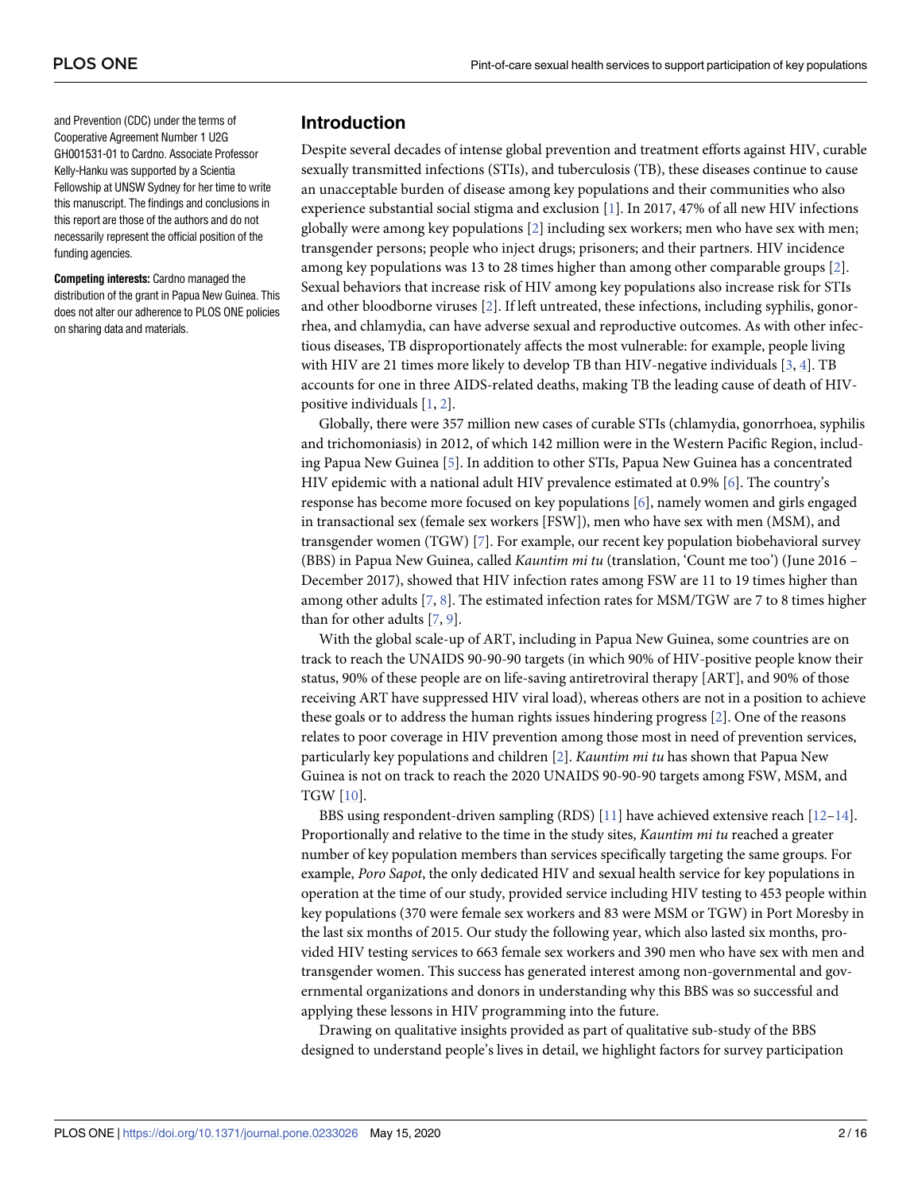and Prevention (CDC) under the terms of Cooperative Agreement Number 1 U2G GH001531-01 to Cardno. Associate Professor Kelly-Hanku was supported by a Scientia Fellowship at UNSW Sydney for her time to write this manuscript. The findings and conclusions in this report are those of the authors and do not necessarily represent the official position of the funding agencies.

**Competing interests:** Cardno managed the distribution of the grant in Papua New Guinea. This does not alter our adherence to PLOS ONE policies on sharing data and materials.

## Introduction

Despite several decades of intense global prevention and treatment efforts against HIV, curable sexually transmitted infections (STIs), and tuberculosis (TB), these diseases continue to cause an unacceptable burden of disease among key populations and their communities who also experience substantial social stigma and exclusion [1]. In 2017, 47% of all new HIV infections globally were among key populations [2] including sex workers; men who have sex with men; transgender persons; people who inject drugs; prisoners; and their partners. HIV incidence among key populations was 13 to 28 times higher than among other comparable groups [2]. Sexual behaviors that increase risk of HIV among key populations also increase risk for STIs and other bloodborne viruses [2]. If left untreated, these infections, including syphilis, gonorrhea, and chlamydia, can have adverse sexual and reproductive outcomes. As with other infectious diseases, TB disproportionately affects the most vulnerable: for example, people living with HIV are 21 times more likely to develop TB than HIV-negative individuals [3, 4]. TB accounts for one in three AIDS-related deaths, making TB the leading cause of death of HIV-positive individuals [1, 2].

Globally, there were 357 million new cases of curable STIs (chlamydia, gonorrhoea, syphilis and trichomoniasis) in 2012, of which 142 million were in the Western Pacific Region, including Papua New Guinea [5]. In addition to other STIs, Papua New Guinea has a concentrated HIV epidemic with a national adult HIV prevalence estimated at 0.9% [6]. The country's response has become more focused on key populations [6], namely women and girls engaged in transactional sex (female sex workers [FSW]), men who have sex with men (MSM), and transgender women (TGW) [7]. For example, our recent key population biobehavioral survey (BBS) in Papua New Guinea, called *Kauntim mi tu* (translation, 'Count me too') (June 2016 – December 2017), showed that HIV infection rates among FSW are 11 to 19 times higher than among other adults [7, 8]. The estimated infection rates for MSM/TGW are 7 to 8 times higher than for other adults [7, 9].

With the global scale-up of ART, including in Papua New Guinea, some countries are on track to reach the UNAIDS 90-90-90 targets (in which 90% of HIV-positive people know their status, 90% of these people are on life-saving antiretroviral therapy [ART], and 90% of those receiving ART have suppressed HIV viral load), whereas others are not in a position to achieve these goals or to address the human rights issues hindering progress [2]. One of the reasons relates to poor coverage in HIV prevention among those most in need of prevention services, particularly key populations and children [2]. *Kauntim mi tu* has shown that Papua New Guinea is not on track to reach the 2020 UNAIDS 90-90-90 targets among FSW, MSM, and TGW [10].

BBS using respondent-driven sampling (RDS) [11] have achieved extensive reach [12–14]. Proportionally and relative to the time in the study sites, *Kauntim mi tu* reached a greater number of key population members than services specifically targeting the same groups. For example, *Poro Sapot*, the only dedicated HIV and sexual health service for key populations in operation at the time of our study, provided service including HIV testing to 453 people within key populations (370 were female sex workers and 83 were MSM or TGW) in Port Moresby in the last six months of 2015. Our study the following year, which also lasted six months, provided HIV testing services to 663 female sex workers and 390 men who have sex with men and transgender women. This success has generated interest among non-governmental and governmental organizations and donors in understanding why this BBS was so successful and applying these lessons in HIV programming into the future.

Drawing on qualitative insights provided as part of qualitative sub-study of the BBS designed to understand people's lives in detail, we highlight factors for survey participation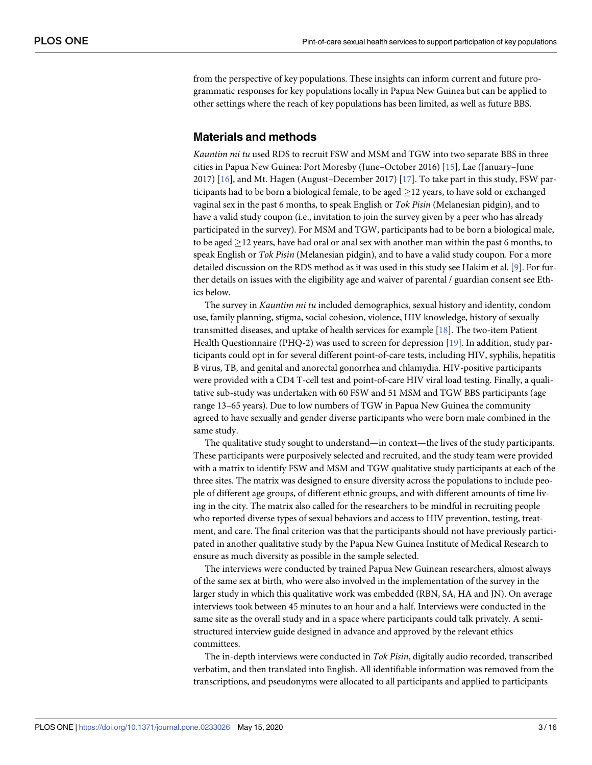from the perspective of key populations. These insights can inform current and future programmatic responses for key populations locally in Papua New Guinea but can be applied to other settings where the reach of key populations has been limited, as well as future BBS.

## Materials and methods

*Kauntim mi tu* used RDS to recruit FSW and MSM and TGW into two separate BBS in three cities in Papua New Guinea: Port Moresby (June–October 2016) [15], Lae (January–June 2017) [16], and Mt. Hagen (August–December 2017) [17]. To take part in this study, FSW participants had to be born a biological female, to be aged $\geq$12 years, to have sold or exchanged vaginal sex in the past 6 months, to speak English or *Tok Pisin* (Melanesian pidgin), and to have a valid study coupon (i.e., invitation to join the survey given by a peer who has already participated in the survey). For MSM and TGW, participants had to be born a biological male, to be aged $\geq$12 years, have had oral or anal sex with another man within the past 6 months, to speak English or *Tok Pisin* (Melanesian pidgin), and to have a valid study coupon. For a more detailed discussion on the RDS method as it was used in this study see Hakim et al. [9]. For further details on issues with the eligibility age and waiver of parental / guardian consent see Ethics below.

The survey in *Kauntim mi tu* included demographics, sexual history and identity, condom use, family planning, stigma, social cohesion, violence, HIV knowledge, history of sexually transmitted diseases, and uptake of health services for example [18]. The two-item Patient Health Questionnaire (PHQ-2) was used to screen for depression [19]. In addition, study participants could opt in for several different point-of-care tests, including HIV, syphilis, hepatitis B virus, TB, and genital and anorectal gonorrhea and chlamydia. HIV-positive participants were provided with a CD4 T-cell test and point-of-care HIV viral load testing. Finally, a qualitative sub-study was undertaken with 60 FSW and 51 MSM and TGW BBS participants (age range 13–65 years). Due to low numbers of TGW in Papua New Guinea the community agreed to have sexually and gender diverse participants who were born male combined in the same study.

The qualitative study sought to understand—in context—the lives of the study participants. These participants were purposively selected and recruited, and the study team were provided with a matrix to identify FSW and MSM and TGW qualitative study participants at each of the three sites. The matrix was designed to ensure diversity across the populations to include people of different age groups, of different ethnic groups, and with different amounts of time living in the city. The matrix also called for the researchers to be mindful in recruiting people who reported diverse types of sexual behaviors and access to HIV prevention, testing, treatment, and care. The final criterion was that the participants should not have previously participated in another qualitative study by the Papua New Guinea Institute of Medical Research to ensure as much diversity as possible in the sample selected.

The interviews were conducted by trained Papua New Guinean researchers, almost always of the same sex at birth, who were also involved in the implementation of the survey in the larger study in which this qualitative work was embedded (RBN, SA, HA and JN). On average interviews took between 45 minutes to an hour and a half. Interviews were conducted in the same site as the overall study and in a space where participants could talk privately. A semi-structured interview guide designed in advance and approved by the relevant ethics committees.

The in-depth interviews were conducted in *Tok Pisin*, digitally audio recorded, transcribed verbatim, and then translated into English. All identifiable information was removed from the transcriptions, and pseudonyms were allocated to all participants and applied to participants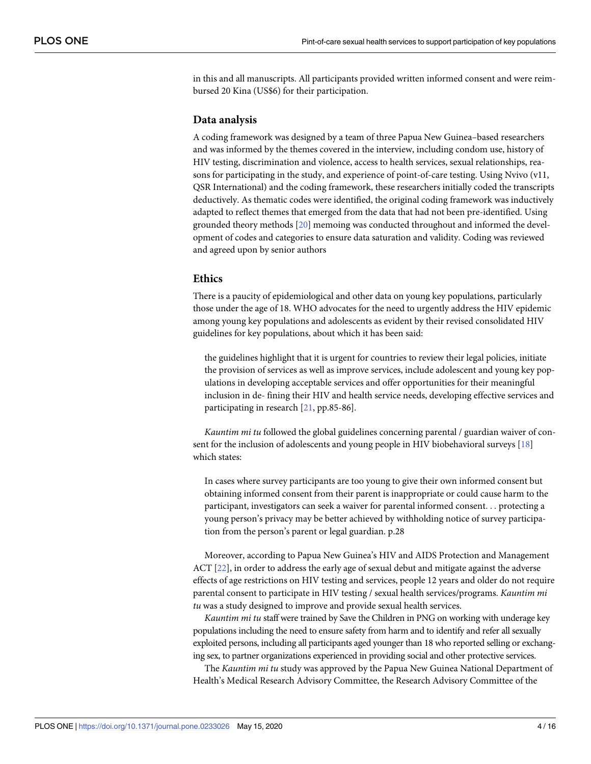in this and all manuscripts. All participants provided written informed consent and were reimbursed 20 Kina (US$6) for their participation.

### Data analysis

A coding framework was designed by a team of three Papua New Guinea–based researchers and was informed by the themes covered in the interview, including condom use, history of HIV testing, discrimination and violence, access to health services, sexual relationships, reasons for participating in the study, and experience of point-of-care testing. Using Nvivo (v11, QSR International) and the coding framework, these researchers initially coded the transcripts deductively. As thematic codes were identified, the original coding framework was inductively adapted to reflect themes that emerged from the data that had not been pre-identified. Using grounded theory methods [20] memoing was conducted throughout and informed the development of codes and categories to ensure data saturation and validity. Coding was reviewed and agreed upon by senior authors

### Ethics

There is a paucity of epidemiological and other data on young key populations, particularly those under the age of 18. WHO advocates for the need to urgently address the HIV epidemic among young key populations and adolescents as evident by their revised consolidated HIV guidelines for key populations, about which it has been said:

> the guidelines highlight that it is urgent for countries to review their legal policies, initiate the provision of services as well as improve services, include adolescent and young key populations in developing acceptable services and offer opportunities for their meaningful inclusion in de- fining their HIV and health service needs, developing effective services and participating in research [21, pp.85-86].

*Kauntim mi tu* followed the global guidelines concerning parental / guardian waiver of consent for the inclusion of adolescents and young people in HIV biobehavioral surveys [18] which states:

> In cases where survey participants are too young to give their own informed consent but obtaining informed consent from their parent is inappropriate or could cause harm to the participant, investigators can seek a waiver for parental informed consent. . . protecting a young person's privacy may be better achieved by withholding notice of survey participation from the person's parent or legal guardian. p.28

Moreover, according to Papua New Guinea's HIV and AIDS Protection and Management ACT [22], in order to address the early age of sexual debut and mitigate against the adverse effects of age restrictions on HIV testing and services, people 12 years and older do not require parental consent to participate in HIV testing / sexual health services/programs. *Kauntim mi tu* was a study designed to improve and provide sexual health services.

*Kauntim mi tu* staff were trained by Save the Children in PNG on working with underage key populations including the need to ensure safety from harm and to identify and refer all sexually exploited persons, including all participants aged younger than 18 who reported selling or exchanging sex, to partner organizations experienced in providing social and other protective services.

The *Kauntim mi tu* study was approved by the Papua New Guinea National Department of Health's Medical Research Advisory Committee, the Research Advisory Committee of the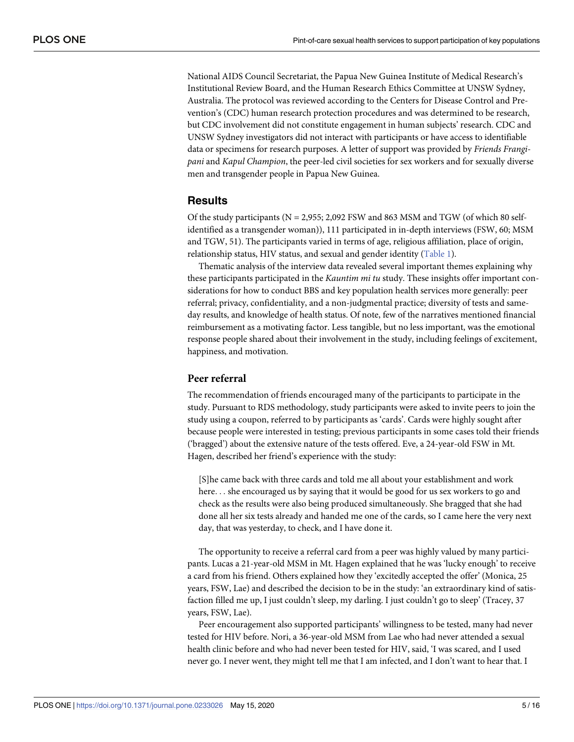National AIDS Council Secretariat, the Papua New Guinea Institute of Medical Research's Institutional Review Board, and the Human Research Ethics Committee at UNSW Sydney, Australia. The protocol was reviewed according to the Centers for Disease Control and Prevention's (CDC) human research protection procedures and was determined to be research, but CDC involvement did not constitute engagement in human subjects' research. CDC and UNSW Sydney investigators did not interact with participants or have access to identifiable data or specimens for research purposes. A letter of support was provided by *Friends Frangipani* and *Kapul Champion*, the peer-led civil societies for sex workers and for sexually diverse men and transgender people in Papua New Guinea.

## Results

Of the study participants (N = 2,955; 2,092 FSW and 863 MSM and TGW (of which 80 self-identified as a transgender woman)), 111 participated in in-depth interviews (FSW, 60; MSM and TGW, 51). The participants varied in terms of age, religious affiliation, place of origin, relationship status, HIV status, and sexual and gender identity (Table 1).

Thematic analysis of the interview data revealed several important themes explaining why these participants participated in the *Kauntim mi tu* study. These insights offer important considerations for how to conduct BBS and key population health services more generally: peer referral; privacy, confidentiality, and a non-judgmental practice; diversity of tests and same-day results, and knowledge of health status. Of note, few of the narratives mentioned financial reimbursement as a motivating factor. Less tangible, but no less important, was the emotional response people shared about their involvement in the study, including feelings of excitement, happiness, and motivation.

### Peer referral

The recommendation of friends encouraged many of the participants to participate in the study. Pursuant to RDS methodology, study participants were asked to invite peers to join the study using a coupon, referred to by participants as 'cards'. Cards were highly sought after because people were interested in testing; previous participants in some cases told their friends ('bragged') about the extensive nature of the tests offered. Eve, a 24-year-old FSW in Mt. Hagen, described her friend's experience with the study:

> [S]he came back with three cards and told me all about your establishment and work here. . . she encouraged us by saying that it would be good for us sex workers to go and check as the results were also being produced simultaneously. She bragged that she had done all her six tests already and handed me one of the cards, so I came here the very next day, that was yesterday, to check, and I have done it.

The opportunity to receive a referral card from a peer was highly valued by many participants. Lucas a 21-year-old MSM in Mt. Hagen explained that he was 'lucky enough' to receive a card from his friend. Others explained how they 'excitedly accepted the offer' (Monica, 25 years, FSW, Lae) and described the decision to be in the study: 'an extraordinary kind of satisfaction filled me up, I just couldn't sleep, my darling. I just couldn't go to sleep' (Tracey, 37 years, FSW, Lae).

Peer encouragement also supported participants' willingness to be tested, many had never tested for HIV before. Nori, a 36-year-old MSM from Lae who had never attended a sexual health clinic before and who had never been tested for HIV, said, 'I was scared, and I used never go. I never went, they might tell me that I am infected, and I don't want to hear that. I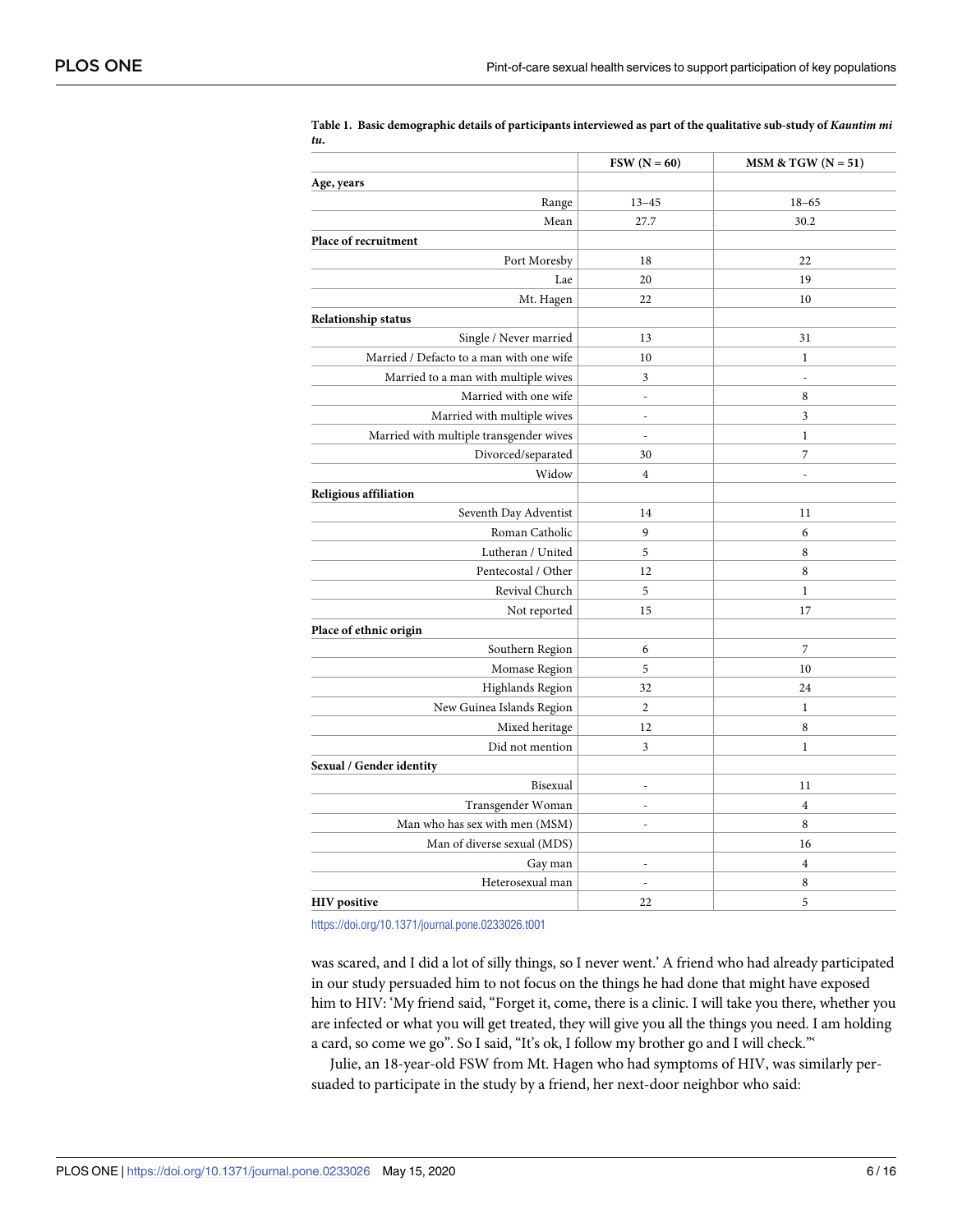**Table 1. Basic demographic details of participants interviewed as part of the qualitative sub-study of *Kauntim mi tu*.**

| | FSW (N = 60) | MSM & TGW (N = 51) |
|---|---|---|
| **Age, years** | | |
| Range | 13–45 | 18–65 |
| Mean | 27.7 | 30.2 |
| **Place of recruitment** | | |
| Port Moresby | 18 | 22 |
| Lae | 20 | 19 |
| Mt. Hagen | 22 | 10 |
| **Relationship status** | | |
| Single / Never married | 13 | 31 |
| Married / Defacto to a man with one wife | 10 | 1 |
| Married to a man with multiple wives | 3 | - |
| Married with one wife | - | 8 |
| Married with multiple wives | - | 3 |
| Married with multiple transgender wives | - | 1 |
| Divorced/separated | 30 | 7 |
| Widow | 4 | - |
| **Religious affiliation** | | |
| Seventh Day Adventist | 14 | 11 |
| Roman Catholic | 9 | 6 |
| Lutheran / United | 5 | 8 |
| Pentecostal / Other | 12 | 8 |
| Revival Church | 5 | 1 |
| Not reported | 15 | 17 |
| **Place of ethnic origin** | | |
| Southern Region | 6 | 7 |
| Momase Region | 5 | 10 |
| Highlands Region | 32 | 24 |
| New Guinea Islands Region | 2 | 1 |
| Mixed heritage | 12 | 8 |
| Did not mention | 3 | 1 |
| **Sexual / Gender identity** | | |
| Bisexual | - | 11 |
| Transgender Woman | - | 4 |
| Man who has sex with men (MSM) | - | 8 |
| Man of diverse sexual (MDS) | | 16 |
| Gay man | - | 4 |
| Heterosexual man | - | 8 |
| **HIV positive** | 22 | 5 |

https://doi.org/10.1371/journal.pone.0233026.t001

was scared, and I did a lot of silly things, so I never went.' A friend who had already participated in our study persuaded him to not focus on the things he had done that might have exposed him to HIV: 'My friend said, "Forget it, come, there is a clinic. I will take you there, whether you are infected or what you will get treated, they will give you all the things you need. I am holding a card, so come we go". So I said, "It's ok, I follow my brother go and I will check."'

Julie, an 18-year-old FSW from Mt. Hagen who had symptoms of HIV, was similarly persuaded to participate in the study by a friend, her next-door neighbor who said: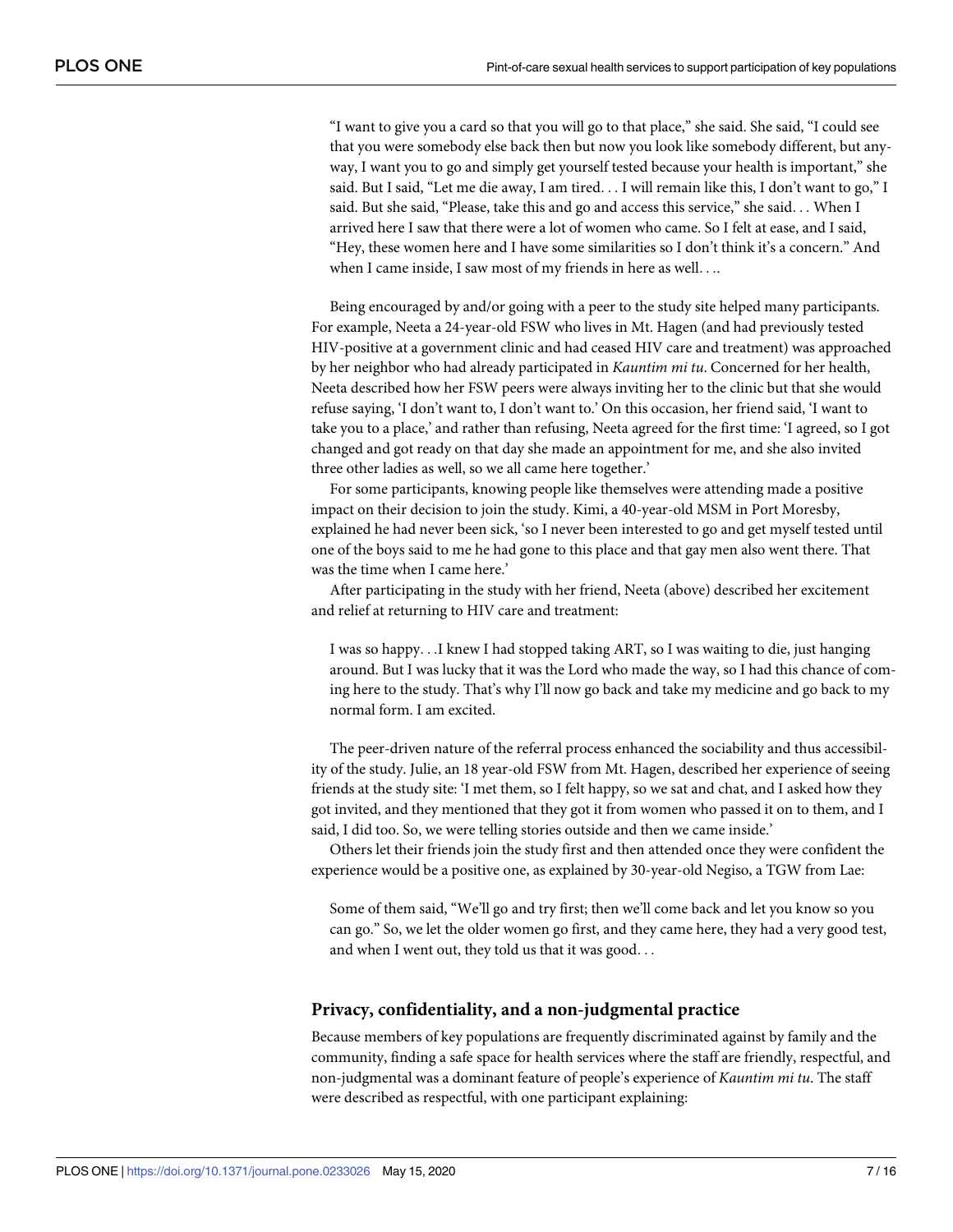"I want to give you a card so that you will go to that place," she said. She said, "I could see that you were somebody else back then but now you look like somebody different, but anyway, I want you to go and simply get yourself tested because your health is important," she said. But I said, "Let me die away, I am tired. . . I will remain like this, I don't want to go," I said. But she said, "Please, take this and go and access this service," she said. . . When I arrived here I saw that there were a lot of women who came. So I felt at ease, and I said, "Hey, these women here and I have some similarities so I don't think it's a concern." And when I came inside, I saw most of my friends in here as well. . ..

Being encouraged by and/or going with a peer to the study site helped many participants. For example, Neeta a 24-year-old FSW who lives in Mt. Hagen (and had previously tested HIV-positive at a government clinic and had ceased HIV care and treatment) was approached by her neighbor who had already participated in *Kauntim mi tu*. Concerned for her health, Neeta described how her FSW peers were always inviting her to the clinic but that she would refuse saying, 'I don't want to, I don't want to.' On this occasion, her friend said, 'I want to take you to a place,' and rather than refusing, Neeta agreed for the first time: 'I agreed, so I got changed and got ready on that day she made an appointment for me, and she also invited three other ladies as well, so we all came here together.'

For some participants, knowing people like themselves were attending made a positive impact on their decision to join the study. Kimi, a 40-year-old MSM in Port Moresby, explained he had never been sick, 'so I never been interested to go and get myself tested until one of the boys said to me he had gone to this place and that gay men also went there. That was the time when I came here.'

After participating in the study with her friend, Neeta (above) described her excitement and relief at returning to HIV care and treatment:

I was so happy. . .I knew I had stopped taking ART, so I was waiting to die, just hanging around. But I was lucky that it was the Lord who made the way, so I had this chance of coming here to the study. That's why I'll now go back and take my medicine and go back to my normal form. I am excited.

The peer-driven nature of the referral process enhanced the sociability and thus accessibility of the study. Julie, an 18 year-old FSW from Mt. Hagen, described her experience of seeing friends at the study site: 'I met them, so I felt happy, so we sat and chat, and I asked how they got invited, and they mentioned that they got it from women who passed it on to them, and I said, I did too. So, we were telling stories outside and then we came inside.'

Others let their friends join the study first and then attended once they were confident the experience would be a positive one, as explained by 30-year-old Negiso, a TGW from Lae:

Some of them said, "We'll go and try first; then we'll come back and let you know so you can go." So, we let the older women go first, and they came here, they had a very good test, and when I went out, they told us that it was good. . .

## Privacy, confidentiality, and a non-judgmental practice

Because members of key populations are frequently discriminated against by family and the community, finding a safe space for health services where the staff are friendly, respectful, and non-judgmental was a dominant feature of people's experience of *Kauntim mi tu*. The staff were described as respectful, with one participant explaining: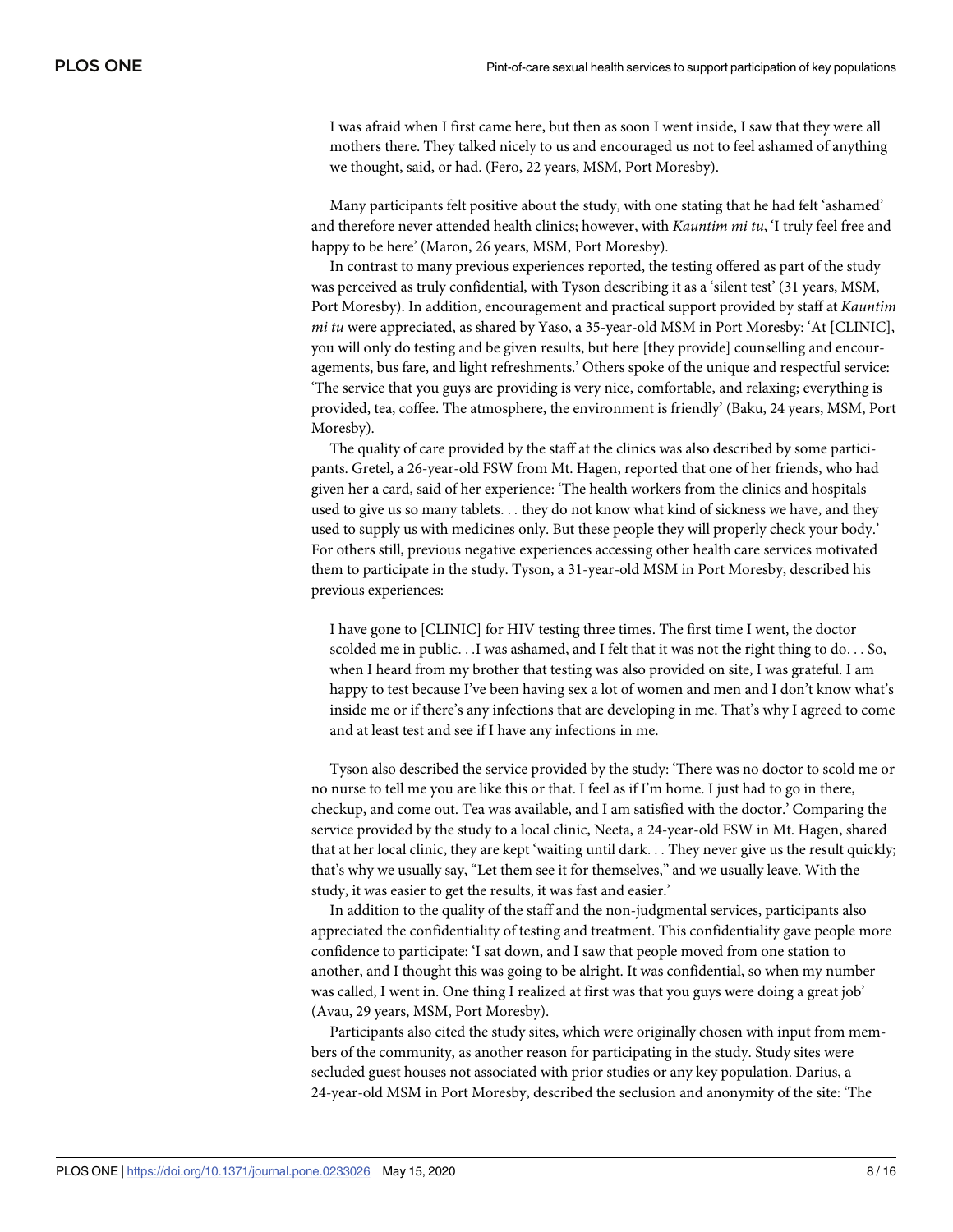> I was afraid when I first came here, but then as soon I went inside, I saw that they were all mothers there. They talked nicely to us and encouraged us not to feel ashamed of anything we thought, said, or had. (Fero, 22 years, MSM, Port Moresby).

Many participants felt positive about the study, with one stating that he had felt 'ashamed' and therefore never attended health clinics; however, with *Kauntim mi tu*, 'I truly feel free and happy to be here' (Maron, 26 years, MSM, Port Moresby).

In contrast to many previous experiences reported, the testing offered as part of the study was perceived as truly confidential, with Tyson describing it as a 'silent test' (31 years, MSM, Port Moresby). In addition, encouragement and practical support provided by staff at *Kauntim mi tu* were appreciated, as shared by Yaso, a 35-year-old MSM in Port Moresby: 'At [CLINIC], you will only do testing and be given results, but here [they provide] counselling and encouragements, bus fare, and light refreshments.' Others spoke of the unique and respectful service: 'The service that you guys are providing is very nice, comfortable, and relaxing; everything is provided, tea, coffee. The atmosphere, the environment is friendly' (Baku, 24 years, MSM, Port Moresby).

The quality of care provided by the staff at the clinics was also described by some participants. Gretel, a 26-year-old FSW from Mt. Hagen, reported that one of her friends, who had given her a card, said of her experience: 'The health workers from the clinics and hospitals used to give us so many tablets. . . they do not know what kind of sickness we have, and they used to supply us with medicines only. But these people they will properly check your body.' For others still, previous negative experiences accessing other health care services motivated them to participate in the study. Tyson, a 31-year-old MSM in Port Moresby, described his previous experiences:

> I have gone to [CLINIC] for HIV testing three times. The first time I went, the doctor scolded me in public. . .I was ashamed, and I felt that it was not the right thing to do. . . So, when I heard from my brother that testing was also provided on site, I was grateful. I am happy to test because I've been having sex a lot of women and men and I don't know what's inside me or if there's any infections that are developing in me. That's why I agreed to come and at least test and see if I have any infections in me.

Tyson also described the service provided by the study: 'There was no doctor to scold me or no nurse to tell me you are like this or that. I feel as if I'm home. I just had to go in there, checkup, and come out. Tea was available, and I am satisfied with the doctor.' Comparing the service provided by the study to a local clinic, Neeta, a 24-year-old FSW in Mt. Hagen, shared that at her local clinic, they are kept 'waiting until dark. . . They never give us the result quickly; that's why we usually say, "Let them see it for themselves," and we usually leave. With the study, it was easier to get the results, it was fast and easier.'

In addition to the quality of the staff and the non-judgmental services, participants also appreciated the confidentiality of testing and treatment. This confidentiality gave people more confidence to participate: 'I sat down, and I saw that people moved from one station to another, and I thought this was going to be alright. It was confidential, so when my number was called, I went in. One thing I realized at first was that you guys were doing a great job' (Avau, 29 years, MSM, Port Moresby).

Participants also cited the study sites, which were originally chosen with input from members of the community, as another reason for participating in the study. Study sites were secluded guest houses not associated with prior studies or any key population. Darius, a 24-year-old MSM in Port Moresby, described the seclusion and anonymity of the site: 'The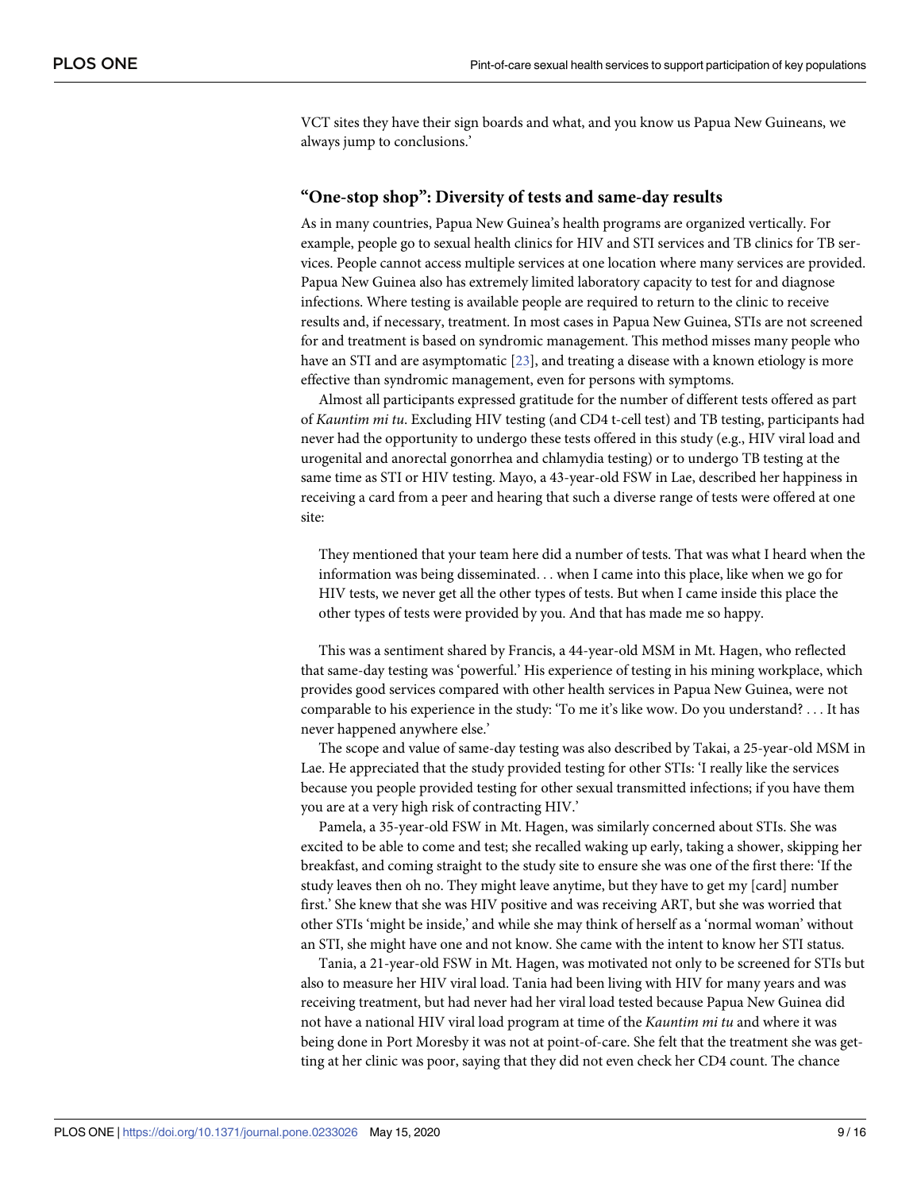VCT sites they have their sign boards and what, and you know us Papua New Guineans, we always jump to conclusions.'

### "One-stop shop": Diversity of tests and same-day results

As in many countries, Papua New Guinea's health programs are organized vertically. For example, people go to sexual health clinics for HIV and STI services and TB clinics for TB services. People cannot access multiple services at one location where many services are provided. Papua New Guinea also has extremely limited laboratory capacity to test for and diagnose infections. Where testing is available people are required to return to the clinic to receive results and, if necessary, treatment. In most cases in Papua New Guinea, STIs are not screened for and treatment is based on syndromic management. This method misses many people who have an STI and are asymptomatic [23], and treating a disease with a known etiology is more effective than syndromic management, even for persons with symptoms.

Almost all participants expressed gratitude for the number of different tests offered as part of *Kauntim mi tu*. Excluding HIV testing (and CD4 t-cell test) and TB testing, participants had never had the opportunity to undergo these tests offered in this study (e.g., HIV viral load and urogenital and anorectal gonorrhea and chlamydia testing) or to undergo TB testing at the same time as STI or HIV testing. Mayo, a 43-year-old FSW in Lae, described her happiness in receiving a card from a peer and hearing that such a diverse range of tests were offered at one site:

> They mentioned that your team here did a number of tests. That was what I heard when the information was being disseminated. . . when I came into this place, like when we go for HIV tests, we never get all the other types of tests. But when I came inside this place the other types of tests were provided by you. And that has made me so happy.

This was a sentiment shared by Francis, a 44-year-old MSM in Mt. Hagen, who reflected that same-day testing was 'powerful.' His experience of testing in his mining workplace, which provides good services compared with other health services in Papua New Guinea, were not comparable to his experience in the study: 'To me it's like wow. Do you understand? . . . It has never happened anywhere else.'

The scope and value of same-day testing was also described by Takai, a 25-year-old MSM in Lae. He appreciated that the study provided testing for other STIs: 'I really like the services because you people provided testing for other sexual transmitted infections; if you have them you are at a very high risk of contracting HIV.'

Pamela, a 35-year-old FSW in Mt. Hagen, was similarly concerned about STIs. She was excited to be able to come and test; she recalled waking up early, taking a shower, skipping her breakfast, and coming straight to the study site to ensure she was one of the first there: 'If the study leaves then oh no. They might leave anytime, but they have to get my [card] number first.' She knew that she was HIV positive and was receiving ART, but she was worried that other STIs 'might be inside,' and while she may think of herself as a 'normal woman' without an STI, she might have one and not know. She came with the intent to know her STI status.

Tania, a 21-year-old FSW in Mt. Hagen, was motivated not only to be screened for STIs but also to measure her HIV viral load. Tania had been living with HIV for many years and was receiving treatment, but had never had her viral load tested because Papua New Guinea did not have a national HIV viral load program at time of the *Kauntim mi tu* and where it was being done in Port Moresby it was not at point-of-care. She felt that the treatment she was getting at her clinic was poor, saying that they did not even check her CD4 count. The chance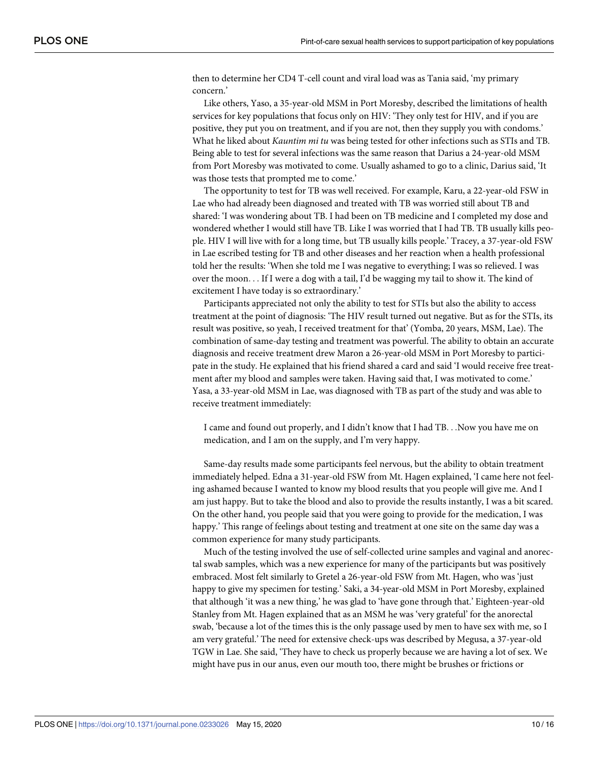then to determine her CD4 T-cell count and viral load was as Tania said, 'my primary concern.'

Like others, Yaso, a 35-year-old MSM in Port Moresby, described the limitations of health services for key populations that focus only on HIV: 'They only test for HIV, and if you are positive, they put you on treatment, and if you are not, then they supply you with condoms.' What he liked about *Kauntim mi tu* was being tested for other infections such as STIs and TB. Being able to test for several infections was the same reason that Darius a 24-year-old MSM from Port Moresby was motivated to come. Usually ashamed to go to a clinic, Darius said, 'It was those tests that prompted me to come.'

The opportunity to test for TB was well received. For example, Karu, a 22-year-old FSW in Lae who had already been diagnosed and treated with TB was worried still about TB and shared: 'I was wondering about TB. I had been on TB medicine and I completed my dose and wondered whether I would still have TB. Like I was worried that I had TB. TB usually kills people. HIV I will live with for a long time, but TB usually kills people.' Tracey, a 37-year-old FSW in Lae escribed testing for TB and other diseases and her reaction when a health professional told her the results: 'When she told me I was negative to everything; I was so relieved. I was over the moon. . . If I were a dog with a tail, I'd be wagging my tail to show it. The kind of excitement I have today is so extraordinary.'

Participants appreciated not only the ability to test for STIs but also the ability to access treatment at the point of diagnosis: 'The HIV result turned out negative. But as for the STIs, its result was positive, so yeah, I received treatment for that' (Yomba, 20 years, MSM, Lae). The combination of same-day testing and treatment was powerful. The ability to obtain an accurate diagnosis and receive treatment drew Maron a 26-year-old MSM in Port Moresby to participate in the study. He explained that his friend shared a card and said 'I would receive free treatment after my blood and samples were taken. Having said that, I was motivated to come.' Yasa, a 33-year-old MSM in Lae, was diagnosed with TB as part of the study and was able to receive treatment immediately:

> I came and found out properly, and I didn't know that I had TB. . .Now you have me on medication, and I am on the supply, and I'm very happy.

Same-day results made some participants feel nervous, but the ability to obtain treatment immediately helped. Edna a 31-year-old FSW from Mt. Hagen explained, 'I came here not feeling ashamed because I wanted to know my blood results that you people will give me. And I am just happy. But to take the blood and also to provide the results instantly, I was a bit scared. On the other hand, you people said that you were going to provide for the medication, I was happy.' This range of feelings about testing and treatment at one site on the same day was a common experience for many study participants.

Much of the testing involved the use of self-collected urine samples and vaginal and anorectal swab samples, which was a new experience for many of the participants but was positively embraced. Most felt similarly to Gretel a 26-year-old FSW from Mt. Hagen, who was 'just happy to give my specimen for testing.' Saki, a 34-year-old MSM in Port Moresby, explained that although 'it was a new thing,' he was glad to 'have gone through that.' Eighteen-year-old Stanley from Mt. Hagen explained that as an MSM he was 'very grateful' for the anorectal swab, 'because a lot of the times this is the only passage used by men to have sex with me, so I am very grateful.' The need for extensive check-ups was described by Megusa, a 37-year-old TGW in Lae. She said, 'They have to check us properly because we are having a lot of sex. We might have pus in our anus, even our mouth too, there might be brushes or frictions or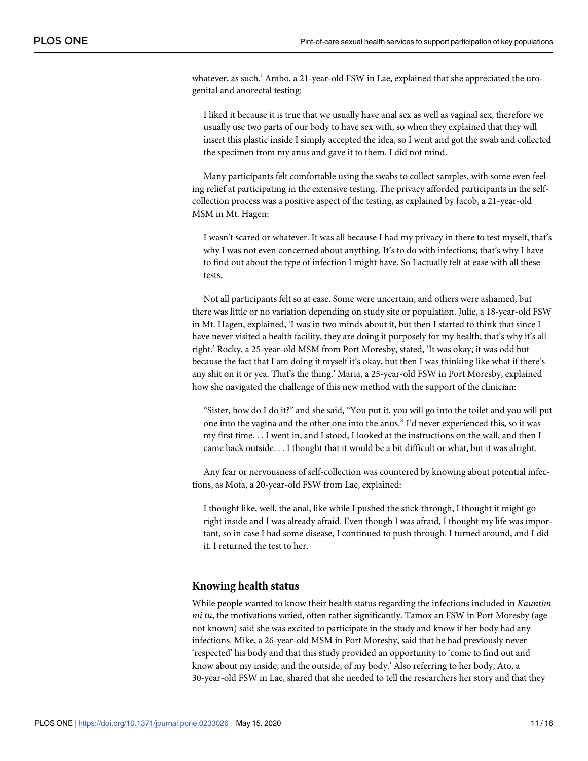whatever, as such.' Ambo, a 21-year-old FSW in Lae, explained that she appreciated the uro-genital and anorectal testing:

> I liked it because it is true that we usually have anal sex as well as vaginal sex, therefore we usually use two parts of our body to have sex with, so when they explained that they will insert this plastic inside I simply accepted the idea, so I went and got the swab and collected the specimen from my anus and gave it to them. I did not mind.

Many participants felt comfortable using the swabs to collect samples, with some even feeling relief at participating in the extensive testing. The privacy afforded participants in the self-collection process was a positive aspect of the testing, as explained by Jacob, a 21-year-old MSM in Mt. Hagen:

> I wasn't scared or whatever. It was all because I had my privacy in there to test myself, that's why I was not even concerned about anything. It's to do with infections; that's why I have to find out about the type of infection I might have. So I actually felt at ease with all these tests.

Not all participants felt so at ease. Some were uncertain, and others were ashamed, but there was little or no variation depending on study site or population. Julie, a 18-year-old FSW in Mt. Hagen, explained, 'I was in two minds about it, but then I started to think that since I have never visited a health facility, they are doing it purposely for my health; that's why it's all right.' Rocky, a 25-year-old MSM from Port Moresby, stated, 'It was okay; it was odd but because the fact that I am doing it myself it's okay, but then I was thinking like what if there's any shit on it or yea. That's the thing.' Maria, a 25-year-old FSW in Port Moresby, explained how she navigated the challenge of this new method with the support of the clinician:

> "Sister, how do I do it?" and she said, "You put it, you will go into the toilet and you will put one into the vagina and the other one into the anus." I'd never experienced this, so it was my first time. . . I went in, and I stood, I looked at the instructions on the wall, and then I came back outside. . . I thought that it would be a bit difficult or what, but it was alright.

Any fear or nervousness of self-collection was countered by knowing about potential infections, as Mofa, a 20-year-old FSW from Lae, explained:

> I thought like, well, the anal, like while I pushed the stick through, I thought it might go right inside and I was already afraid. Even though I was afraid, I thought my life was important, so in case I had some disease, I continued to push through. I turned around, and I did it. I returned the test to her.

## Knowing health status

While people wanted to know their health status regarding the infections included in *Kauntim mi tu*, the motivations varied, often rather significantly. Tamox an FSW in Port Moresby (age not known) said she was excited to participate in the study and know if her body had any infections. Mike, a 26-year-old MSM in Port Moresby, said that he had previously never 'respected' his body and that this study provided an opportunity to 'come to find out and know about my inside, and the outside, of my body.' Also referring to her body, Ato, a 30-year-old FSW in Lae, shared that she needed to tell the researchers her story and that they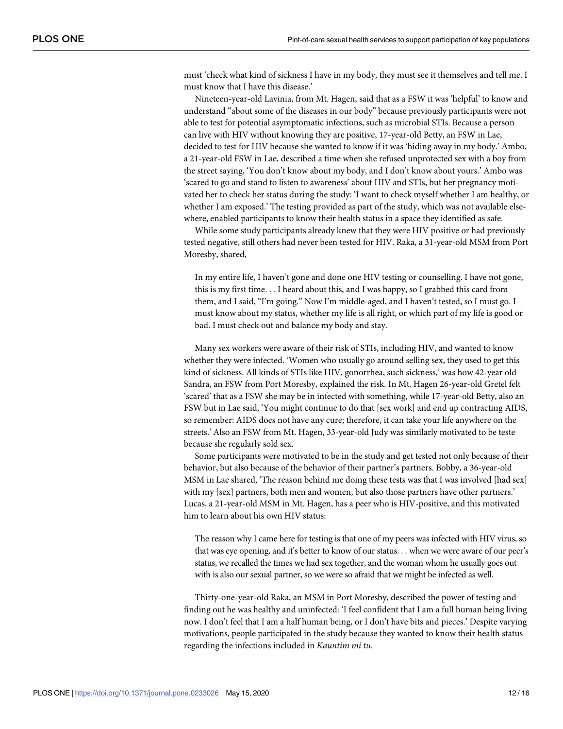must 'check what kind of sickness I have in my body, they must see it themselves and tell me. I must know that I have this disease.'

Nineteen-year-old Lavinia, from Mt. Hagen, said that as a FSW it was 'helpful' to know and understand "about some of the diseases in our body" because previously participants were not able to test for potential asymptomatic infections, such as microbial STIs. Because a person can live with HIV without knowing they are positive, 17-year-old Betty, an FSW in Lae, decided to test for HIV because she wanted to know if it was 'hiding away in my body.' Ambo, a 21-year-old FSW in Lae, described a time when she refused unprotected sex with a boy from the street saying, 'You don't know about my body, and I don't know about yours.' Ambo was 'scared to go and stand to listen to awareness' about HIV and STIs, but her pregnancy motivated her to check her status during the study: 'I want to check myself whether I am healthy, or whether I am exposed.' The testing provided as part of the study, which was not available elsewhere, enabled participants to know their health status in a space they identified as safe.

While some study participants already knew that they were HIV positive or had previously tested negative, still others had never been tested for HIV. Raka, a 31-year-old MSM from Port Moresby, shared,

> In my entire life, I haven't gone and done one HIV testing or counselling. I have not gone, this is my first time. . . I heard about this, and I was happy, so I grabbed this card from them, and I said, "I'm going." Now I'm middle-aged, and I haven't tested, so I must go. I must know about my status, whether my life is all right, or which part of my life is good or bad. I must check out and balance my body and stay.

Many sex workers were aware of their risk of STIs, including HIV, and wanted to know whether they were infected. 'Women who usually go around selling sex, they used to get this kind of sickness. All kinds of STIs like HIV, gonorrhea, such sickness,' was how 42-year old Sandra, an FSW from Port Moresby, explained the risk. In Mt. Hagen 26-year-old Gretel felt 'scared' that as a FSW she may be in infected with something, while 17-year-old Betty, also an FSW but in Lae said, 'You might continue to do that [sex work] and end up contracting AIDS, so remember: AIDS does not have any cure; therefore, it can take your life anywhere on the streets.' Also an FSW from Mt. Hagen, 33-year-old Judy was similarly motivated to be teste because she regularly sold sex.

Some participants were motivated to be in the study and get tested not only because of their behavior, but also because of the behavior of their partner's partners. Bobby, a 36-year-old MSM in Lae shared, 'The reason behind me doing these tests was that I was involved [had sex] with my [sex] partners, both men and women, but also those partners have other partners.' Lucas, a 21-year-old MSM in Mt. Hagen, has a peer who is HIV-positive, and this motivated him to learn about his own HIV status:

> The reason why I came here for testing is that one of my peers was infected with HIV virus, so that was eye opening, and it's better to know of our status. . . when we were aware of our peer's status, we recalled the times we had sex together, and the woman whom he usually goes out with is also our sexual partner, so we were so afraid that we might be infected as well.

Thirty-one-year-old Raka, an MSM in Port Moresby, described the power of testing and finding out he was healthy and uninfected: 'I feel confident that I am a full human being living now. I don't feel that I am a half human being, or I don't have bits and pieces.' Despite varying motivations, people participated in the study because they wanted to know their health status regarding the infections included in *Kauntim mi tu*.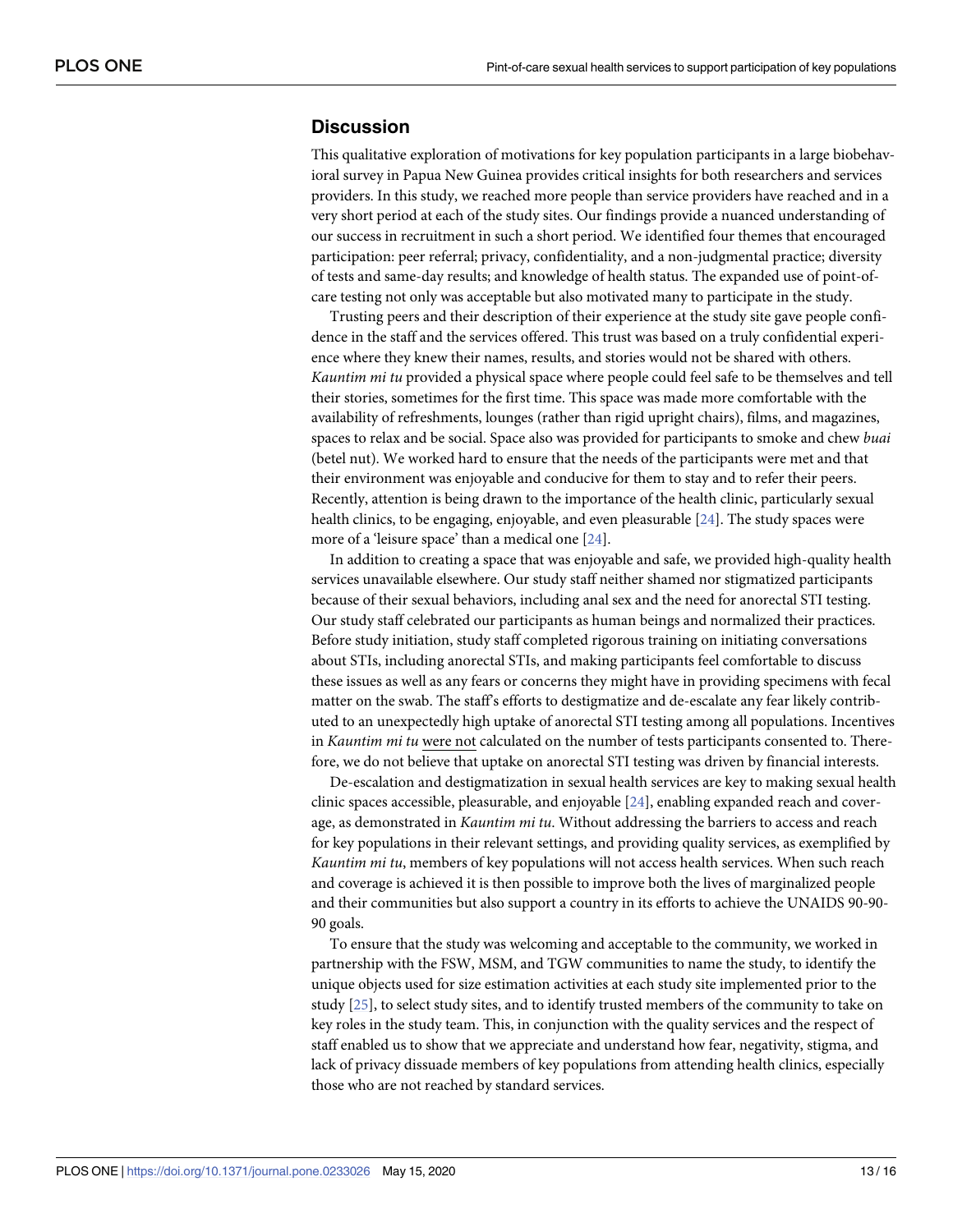## Discussion

This qualitative exploration of motivations for key population participants in a large biobehavioral survey in Papua New Guinea provides critical insights for both researchers and services providers. In this study, we reached more people than service providers have reached and in a very short period at each of the study sites. Our findings provide a nuanced understanding of our success in recruitment in such a short period. We identified four themes that encouraged participation: peer referral; privacy, confidentiality, and a non-judgmental practice; diversity of tests and same-day results; and knowledge of health status. The expanded use of point-of-care testing not only was acceptable but also motivated many to participate in the study.

Trusting peers and their description of their experience at the study site gave people confidence in the staff and the services offered. This trust was based on a truly confidential experience where they knew their names, results, and stories would not be shared with others. *Kauntim mi tu* provided a physical space where people could feel safe to be themselves and tell their stories, sometimes for the first time. This space was made more comfortable with the availability of refreshments, lounges (rather than rigid upright chairs), films, and magazines, spaces to relax and be social. Space also was provided for participants to smoke and chew *buai* (betel nut). We worked hard to ensure that the needs of the participants were met and that their environment was enjoyable and conducive for them to stay and to refer their peers. Recently, attention is being drawn to the importance of the health clinic, particularly sexual health clinics, to be engaging, enjoyable, and even pleasurable [24]. The study spaces were more of a 'leisure space' than a medical one [24].

In addition to creating a space that was enjoyable and safe, we provided high-quality health services unavailable elsewhere. Our study staff neither shamed nor stigmatized participants because of their sexual behaviors, including anal sex and the need for anorectal STI testing. Our study staff celebrated our participants as human beings and normalized their practices. Before study initiation, study staff completed rigorous training on initiating conversations about STIs, including anorectal STIs, and making participants feel comfortable to discuss these issues as well as any fears or concerns they might have in providing specimens with fecal matter on the swab. The staff's efforts to destigmatize and de-escalate any fear likely contributed to an unexpectedly high uptake of anorectal STI testing among all populations. Incentives in *Kauntim mi tu* were not calculated on the number of tests participants consented to. Therefore, we do not believe that uptake on anorectal STI testing was driven by financial interests.

De-escalation and destigmatization in sexual health services are key to making sexual health clinic spaces accessible, pleasurable, and enjoyable [24], enabling expanded reach and coverage, as demonstrated in *Kauntim mi tu*. Without addressing the barriers to access and reach for key populations in their relevant settings, and providing quality services, as exemplified by *Kauntim mi tu*, members of key populations will not access health services. When such reach and coverage is achieved it is then possible to improve both the lives of marginalized people and their communities but also support a country in its efforts to achieve the UNAIDS 90-90-90 goals.

To ensure that the study was welcoming and acceptable to the community, we worked in partnership with the FSW, MSM, and TGW communities to name the study, to identify the unique objects used for size estimation activities at each study site implemented prior to the study [25], to select study sites, and to identify trusted members of the community to take on key roles in the study team. This, in conjunction with the quality services and the respect of staff enabled us to show that we appreciate and understand how fear, negativity, stigma, and lack of privacy dissuade members of key populations from attending health clinics, especially those who are not reached by standard services.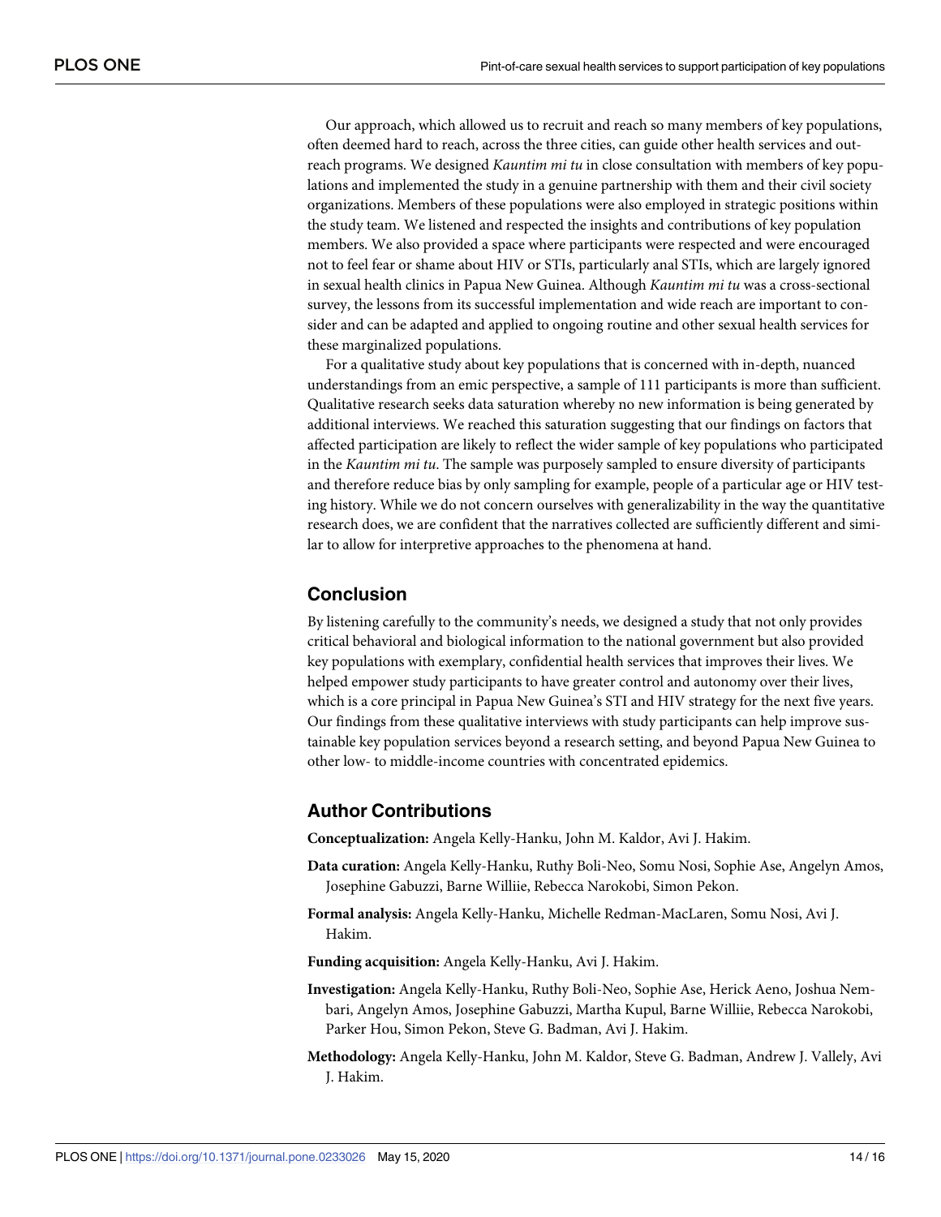Our approach, which allowed us to recruit and reach so many members of key populations, often deemed hard to reach, across the three cities, can guide other health services and outreach programs. We designed *Kauntim mi tu* in close consultation with members of key populations and implemented the study in a genuine partnership with them and their civil society organizations. Members of these populations were also employed in strategic positions within the study team. We listened and respected the insights and contributions of key population members. We also provided a space where participants were respected and were encouraged not to feel fear or shame about HIV or STIs, particularly anal STIs, which are largely ignored in sexual health clinics in Papua New Guinea. Although *Kauntim mi tu* was a cross-sectional survey, the lessons from its successful implementation and wide reach are important to consider and can be adapted and applied to ongoing routine and other sexual health services for these marginalized populations.

For a qualitative study about key populations that is concerned with in-depth, nuanced understandings from an emic perspective, a sample of 111 participants is more than sufficient. Qualitative research seeks data saturation whereby no new information is being generated by additional interviews. We reached this saturation suggesting that our findings on factors that affected participation are likely to reflect the wider sample of key populations who participated in the *Kauntim mi tu*. The sample was purposely sampled to ensure diversity of participants and therefore reduce bias by only sampling for example, people of a particular age or HIV testing history. While we do not concern ourselves with generalizability in the way the quantitative research does, we are confident that the narratives collected are sufficiently different and similar to allow for interpretive approaches to the phenomena at hand.

## Conclusion

By listening carefully to the community's needs, we designed a study that not only provides critical behavioral and biological information to the national government but also provided key populations with exemplary, confidential health services that improves their lives. We helped empower study participants to have greater control and autonomy over their lives, which is a core principal in Papua New Guinea's STI and HIV strategy for the next five years. Our findings from these qualitative interviews with study participants can help improve sustainable key population services beyond a research setting, and beyond Papua New Guinea to other low- to middle-income countries with concentrated epidemics.

## Author Contributions

**Conceptualization:** Angela Kelly-Hanku, John M. Kaldor, Avi J. Hakim.

**Data curation:** Angela Kelly-Hanku, Ruthy Boli-Neo, Somu Nosi, Sophie Ase, Angelyn Amos, Josephine Gabuzzi, Barne Williie, Rebecca Narokobi, Simon Pekon.

**Formal analysis:** Angela Kelly-Hanku, Michelle Redman-MacLaren, Somu Nosi, Avi J. Hakim.

**Funding acquisition:** Angela Kelly-Hanku, Avi J. Hakim.

**Investigation:** Angela Kelly-Hanku, Ruthy Boli-Neo, Sophie Ase, Herick Aeno, Joshua Nembari, Angelyn Amos, Josephine Gabuzzi, Martha Kupul, Barne Williie, Rebecca Narokobi, Parker Hou, Simon Pekon, Steve G. Badman, Avi J. Hakim.

**Methodology:** Angela Kelly-Hanku, John M. Kaldor, Steve G. Badman, Andrew J. Vallely, Avi J. Hakim.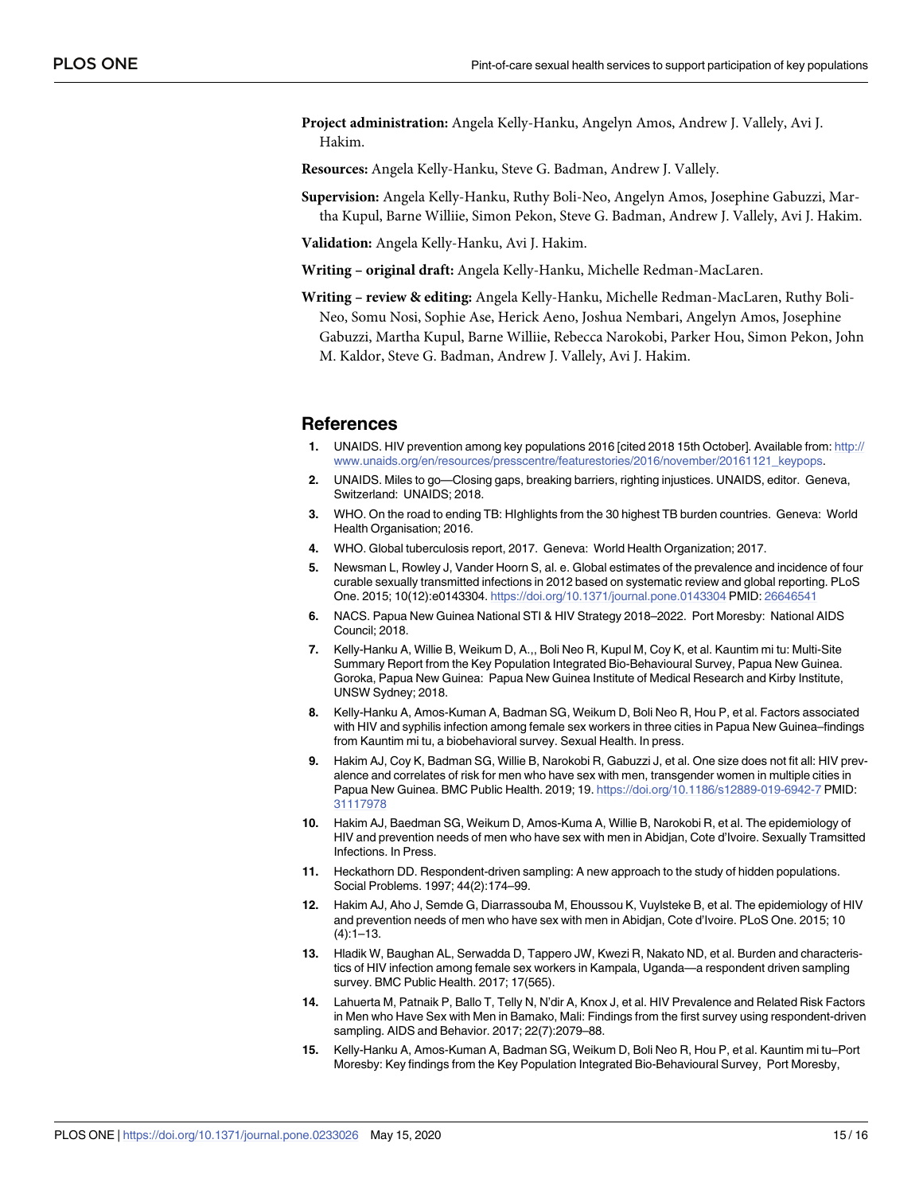**Project administration:** Angela Kelly-Hanku, Angelyn Amos, Andrew J. Vallely, Avi J. Hakim.

**Resources:** Angela Kelly-Hanku, Steve G. Badman, Andrew J. Vallely.

**Supervision:** Angela Kelly-Hanku, Ruthy Boli-Neo, Angelyn Amos, Josephine Gabuzzi, Martha Kupul, Barne Williie, Simon Pekon, Steve G. Badman, Andrew J. Vallely, Avi J. Hakim.

**Validation:** Angela Kelly-Hanku, Avi J. Hakim.

**Writing – original draft:** Angela Kelly-Hanku, Michelle Redman-MacLaren.

**Writing – review & editing:** Angela Kelly-Hanku, Michelle Redman-MacLaren, Ruthy Boli-Neo, Somu Nosi, Sophie Ase, Herick Aeno, Joshua Nembari, Angelyn Amos, Josephine Gabuzzi, Martha Kupul, Barne Williie, Rebecca Narokobi, Parker Hou, Simon Pekon, John M. Kaldor, Steve G. Badman, Andrew J. Vallely, Avi J. Hakim.

## References

1. UNAIDS. HIV prevention among key populations 2016 [cited 2018 15th October]. Available from: http://www.unaids.org/en/resources/presscentre/featurestories/2016/november/20161121_keypops.
2. UNAIDS. Miles to go—Closing gaps, breaking barriers, righting injustices. UNAIDS, editor. Geneva, Switzerland: UNAIDS; 2018.
3. WHO. On the road to ending TB: HIghlights from the 30 highest TB burden countries. Geneva: World Health Organisation; 2016.
4. WHO. Global tuberculosis report, 2017. Geneva: World Health Organization; 2017.
5. Newsman L, Rowley J, Vander Hoorn S, al. e. Global estimates of the prevalence and incidence of four curable sexually transmitted infections in 2012 based on systematic review and global reporting. PLoS One. 2015; 10(12):e0143304. https://doi.org/10.1371/journal.pone.0143304 PMID: 26646541
6. NACS. Papua New Guinea National STI & HIV Strategy 2018–2022. Port Moresby: National AIDS Council; 2018.
7. Kelly-Hanku A, Willie B, Weikum D, A.,, Boli Neo R, Kupul M, Coy K, et al. Kauntim mi tu: Multi-Site Summary Report from the Key Population Integrated Bio-Behavioural Survey, Papua New Guinea. Goroka, Papua New Guinea: Papua New Guinea Institute of Medical Research and Kirby Institute, UNSW Sydney; 2018.
8. Kelly-Hanku A, Amos-Kuman A, Badman SG, Weikum D, Boli Neo R, Hou P, et al. Factors associated with HIV and syphilis infection among female sex workers in three cities in Papua New Guinea–findings from Kauntim mi tu, a biobehavioral survey. Sexual Health. In press.
9. Hakim AJ, Coy K, Badman SG, Willie B, Narokobi R, Gabuzzi J, et al. One size does not fit all: HIV prevalence and correlates of risk for men who have sex with men, transgender women in multiple cities in Papua New Guinea. BMC Public Health. 2019; 19. https://doi.org/10.1186/s12889-019-6942-7 PMID: 31117978
10. Hakim AJ, Baedman SG, Weikum D, Amos-Kuma A, Willie B, Narokobi R, et al. The epidemiology of HIV and prevention needs of men who have sex with men in Abidjan, Cote d'Ivoire. Sexually Tramsitted Infections. In Press.
11. Heckathorn DD. Respondent-driven sampling: A new approach to the study of hidden populations. Social Problems. 1997; 44(2):174–99.
12. Hakim AJ, Aho J, Semde G, Diarrassouba M, Ehoussou K, Vuylsteke B, et al. The epidemiology of HIV and prevention needs of men who have sex with men in Abidjan, Cote d'Ivoire. PLoS One. 2015; 10(4):1–13.
13. Hladik W, Baughan AL, Serwadda D, Tappero JW, Kwezi R, Nakato ND, et al. Burden and characteristics of HIV infection among female sex workers in Kampala, Uganda—a respondent driven sampling survey. BMC Public Health. 2017; 17(565).
14. Lahuerta M, Patnaik P, Ballo T, Telly N, N'dir A, Knox J, et al. HIV Prevalence and Related Risk Factors in Men who Have Sex with Men in Bamako, Mali: Findings from the first survey using respondent-driven sampling. AIDS and Behavior. 2017; 22(7):2079–88.
15. Kelly-Hanku A, Amos-Kuman A, Badman SG, Weikum D, Boli Neo R, Hou P, et al. Kauntim mi tu–Port Moresby: Key findings from the Key Population Integrated Bio-Behavioural Survey, Port Moresby,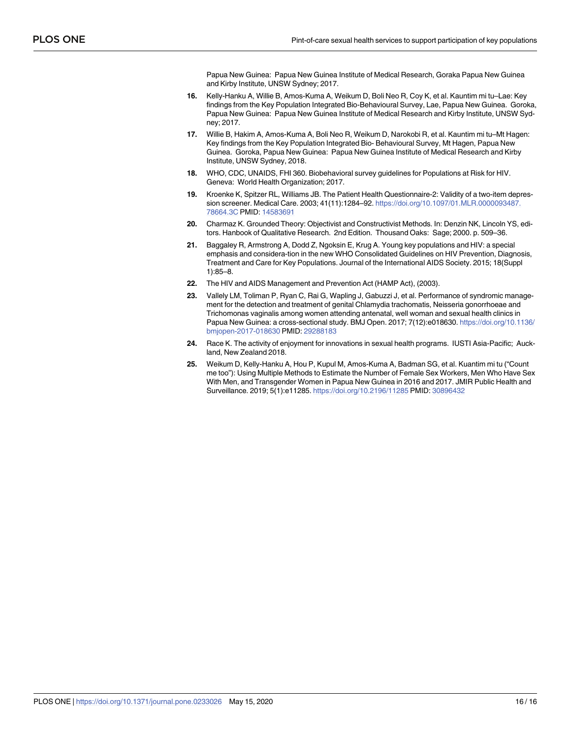Papua New Guinea: Papua New Guinea Institute of Medical Research, Goraka Papua New Guinea and Kirby Institute, UNSW Sydney; 2017.

16. Kelly-Hanku A, Willie B, Amos-Kuma A, Weikum D, Boli Neo R, Coy K, et al. Kauntim mi tu–Lae: Key findings from the Key Population Integrated Bio-Behavioural Survey, Lae, Papua New Guinea. Goroka, Papua New Guinea: Papua New Guinea Institute of Medical Research and Kirby Institute, UNSW Sydney; 2017.

17. Willie B, Hakim A, Amos-Kuma A, Boli Neo R, Weikum D, Narokobi R, et al. Kauntim mi tu–Mt Hagen: Key findings from the Key Population Integrated Bio- Behavioural Survey, Mt Hagen, Papua New Guinea. Goroka, Papua New Guinea: Papua New Guinea Institute of Medical Research and Kirby Institute, UNSW Sydney, 2018.

18. WHO, CDC, UNAIDS, FHI 360. Biobehavioral survey guidelines for Populations at Risk for HIV. Geneva: World Health Organization; 2017.

19. Kroenke K, Spitzer RL, Williams JB. The Patient Health Questionnaire-2: Validity of a two-item depression screener. Medical Care. 2003; 41(11):1284–92. https://doi.org/10.1097/01.MLR.0000093487.78664.3C PMID: 14583691

20. Charmaz K. Grounded Theory: Objectivist and Constructivist Methods. In: Denzin NK, Lincoln YS, editors. Hanbook of Qualitative Research. 2nd Edition. Thousand Oaks: Sage; 2000. p. 509–36.

21. Baggaley R, Armstrong A, Dodd Z, Ngoksin E, Krug A. Young key populations and HIV: a special emphasis and considera-tion in the new WHO Consolidated Guidelines on HIV Prevention, Diagnosis, Treatment and Care for Key Populations. Journal of the International AIDS Society. 2015; 18(Suppl 1):85–8.

22. The HIV and AIDS Management and Prevention Act (HAMP Act), (2003).

23. Vallely LM, Toliman P, Ryan C, Rai G, Wapling J, Gabuzzi J, et al. Performance of syndromic management for the detection and treatment of genital Chlamydia trachomatis, Neisseria gonorrhoeae and Trichomonas vaginalis among women attending antenatal, well woman and sexual health clinics in Papua New Guinea: a cross-sectional study. BMJ Open. 2017; 7(12):e018630. https://doi.org/10.1136/bmjopen-2017-018630 PMID: 29288183

24. Race K. The activity of enjoyment for innovations in sexual health programs. IUSTI Asia-Pacific; Auckland, New Zealand 2018.

25. Weikum D, Kelly-Hanku A, Hou P, Kupul M, Amos-Kuma A, Badman SG, et al. Kuantim mi tu ("Count me too"): Using Multiple Methods to Estimate the Number of Female Sex Workers, Men Who Have Sex With Men, and Transgender Women in Papua New Guinea in 2016 and 2017. JMIR Public Health and Surveillance. 2019; 5(1):e11285. https://doi.org/10.2196/11285 PMID: 30896432